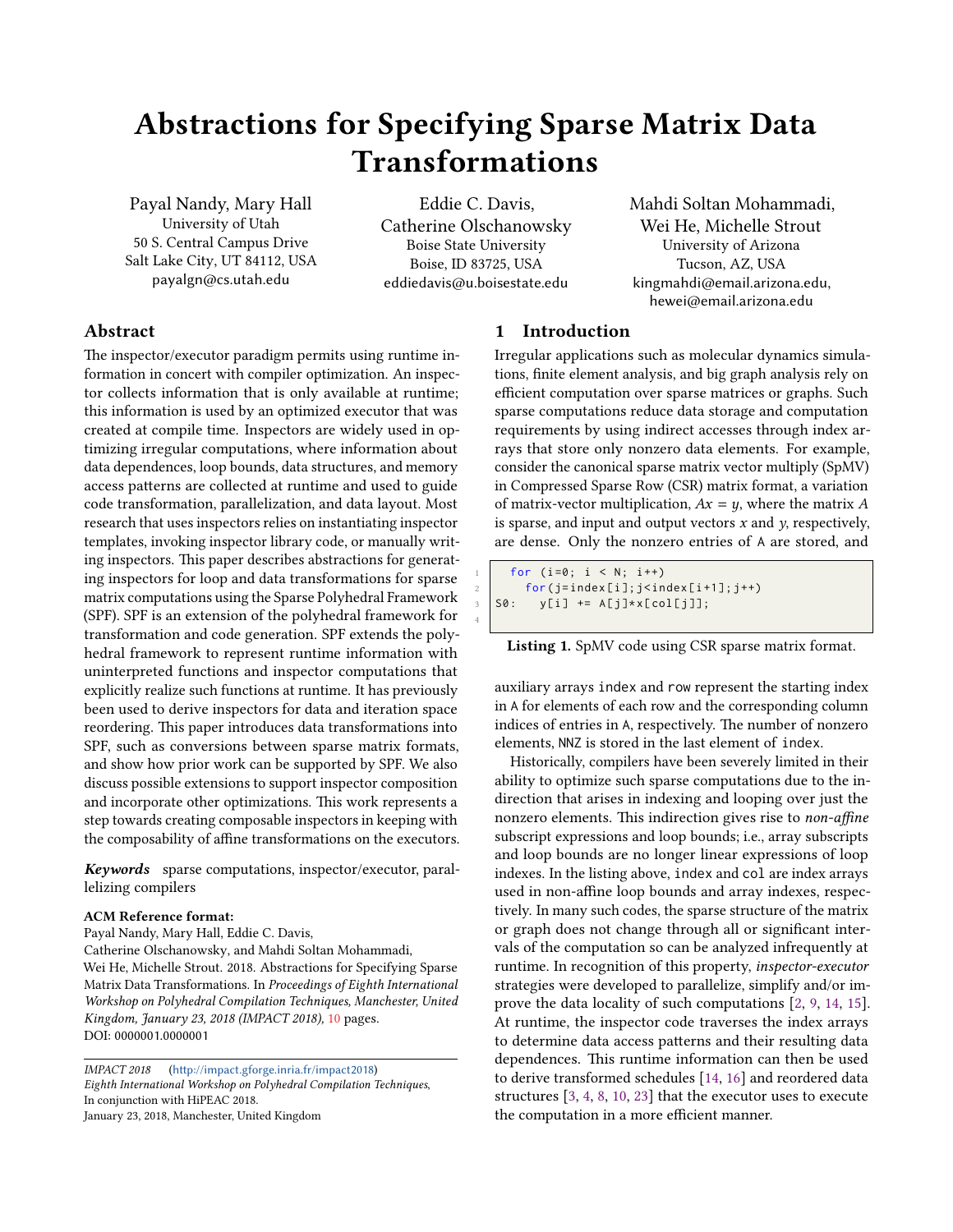# Abstractions for Specifying Sparse Matrix Data Transformations

Payal Nandy, Mary Hall
University of Utah
50 S. Central Campus Drive
Salt Lake City, UT 84112, USA
payalgn@cs.utah.edu

Eddie C. Davis,
Catherine Olschanowsky
Boise State University
Boise, ID 83725, USA
eddiedavis@u.boisestate.edu

Mahdi Soltan Mohammadi,
Wei He, Michelle Strout
University of Arizona
Tucson, AZ, USA
kingmahdi@email.arizona.edu,
hewei@email.arizona.edu

## Abstract

The inspector/executor paradigm permits using runtime information in concert with compiler optimization. An inspector collects information that is only available at runtime; this information is used by an optimized executor that was created at compile time. Inspectors are widely used in optimizing irregular computations, where information about data dependences, loop bounds, data structures, and memory access patterns are collected at runtime and used to guide code transformation, parallelization, and data layout. Most research that uses inspectors relies on instantiating inspector templates, invoking inspector library code, or manually writing inspectors. This paper describes abstractions for generating inspectors for loop and data transformations for sparse matrix computations using the Sparse Polyhedral Framework (SPF). SPF is an extension of the polyhedral framework for transformation and code generation. SPF extends the polyhedral framework to represent runtime information with uninterpreted functions and inspector computations that explicitly realize such functions at runtime. It has previously been used to derive inspectors for data and iteration space reordering. This paper introduces data transformations into SPF, such as conversions between sparse matrix formats, and show how prior work can be supported by SPF. We also discuss possible extensions to support inspector composition and incorporate other optimizations. This work represents a step towards creating composable inspectors in keeping with the composability of affine transformations on the executors.

***Keywords*** sparse computations, inspector/executor, parallelizing compilers

**ACM Reference format:**
Payal Nandy, Mary Hall, Eddie C. Davis,
Catherine Olschanowsky, and Mahdi Soltan Mohammadi,
Wei He, Michelle Strout. 2018. Abstractions for Specifying Sparse Matrix Data Transformations. In *Proceedings of Eighth International Workshop on Polyhedral Compilation Techniques, Manchester, United Kingdom, January 23, 2018 (IMPACT 2018),* 10 pages.
DOI: 0000001.0000001

*IMPACT 2018* (http://impact.gforge.inria.fr/impact2018)
*Eighth International Workshop on Polyhedral Compilation Techniques,*
In conjunction with HiPEAC 2018.
January 23, 2018, Manchester, United Kingdom

## 1 Introduction

Irregular applications such as molecular dynamics simulations, finite element analysis, and big graph analysis rely on efficient computation over sparse matrices or graphs. Such sparse computations reduce data storage and computation requirements by using indirect accesses through index arrays that store only nonzero data elements. For example, consider the canonical sparse matrix vector multiply (SpMV) in Compressed Sparse Row (CSR) matrix format, a variation of matrix-vector multiplication, $Ax = y$, where the matrix $A$ is sparse, and input and output vectors $x$ and $y$, respectively, are dense. Only the nonzero entries of A are stored, and

```
for (i=0; i < N; i++)
  for(j=index[i];j<index[i+1];j++)
S0:   y[i] += A[j]*x[col[j]];
```

**Listing 1.** SpMV code using CSR sparse matrix format.

auxiliary arrays index and row represent the starting index in A for elements of each row and the corresponding column indices of entries in A, respectively. The number of nonzero elements, NNZ is stored in the last element of index.

Historically, compilers have been severely limited in their ability to optimize such sparse computations due to the indirection that arises in indexing and looping over just the nonzero elements. This indirection gives rise to *non-affine* subscript expressions and loop bounds; i.e., array subscripts and loop bounds are no longer linear expressions of loop indexes. In the listing above, index and col are index arrays used in non-affine loop bounds and array indexes, respectively. In many such codes, the sparse structure of the matrix or graph does not change through all or significant intervals of the computation so can be analyzed infrequently at runtime. In recognition of this property, *inspector-executor* strategies were developed to parallelize, simplify and/or improve the data locality of such computations [2, 9, 14, 15]. At runtime, the inspector code traverses the index arrays to determine data access patterns and their resulting data dependences. This runtime information can then be used to derive transformed schedules [14, 16] and reordered data structures [3, 4, 8, 10, 23] that the executor uses to execute the computation in a more efficient manner.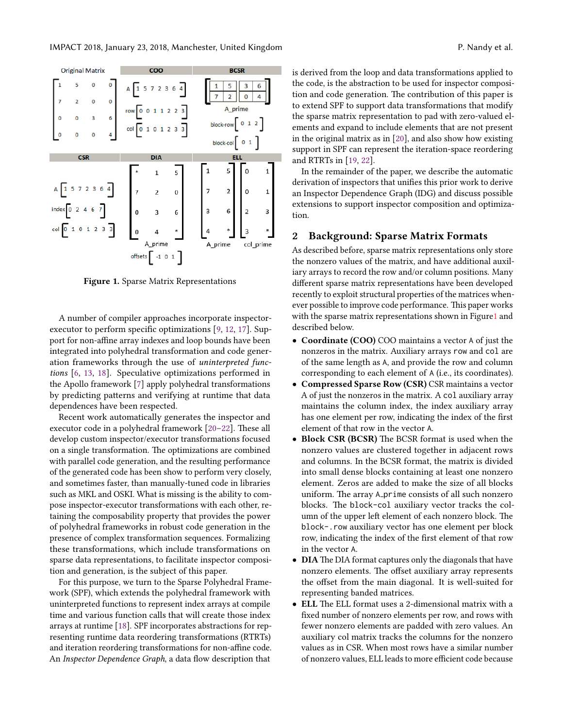Figure 1. Sparse Matrix Representations

A number of compiler approaches incorporate inspector-executor to perform specific optimizations [9, 12, 17]. Support for non-affine array indexes and loop bounds have been integrated into polyhedral transformation and code generation frameworks through the use of *uninterpreted functions* [6, 13, 18]. Speculative optimizations performed in the Apollo framework [7] apply polyhedral transformations by predicting patterns and verifying at runtime that data dependences have been respected.

Recent work automatically generates the inspector and executor code in a polyhedral framework [20–22]. These all develop custom inspector/executor transformations focused on a single transformation. The optimizations are combined with parallel code generation, and the resulting performance of the generated code has been show to perform very closely, and sometimes faster, than manually-tuned code in libraries such as MKL and OSKI. What is missing is the ability to compose inspector-executor transformations with each other, retaining the composability property that provides the power of polyhedral frameworks in robust code generation in the presence of complex transformation sequences. Formalizing these transformations, which include transformations on sparse data representations, to facilitate inspector composition and generation, is the subject of this paper.

For this purpose, we turn to the Sparse Polyhedral Framework (SPF), which extends the polyhedral framework with uninterpreted functions to represent index arrays at compile time and various function calls that will create those index arrays at runtime [18]. SPF incorporates abstractions for representing runtime data reordering transformations (RTRTs) and iteration reordering transformations for non-affine code. An *Inspector Dependence Graph*, a data flow description that is derived from the loop and data transformations applied to the code, is the abstraction to be used for inspector composition and code generation. The contribution of this paper is to extend SPF to support data transformations that modify the sparse matrix representation to pad with zero-valued elements and expand to include elements that are not present in the original matrix as in [20], and also show how existing support in SPF can represent the iteration-space reordering and RTRTs in [19, 22].

In the remainder of the paper, we describe the automatic derivation of inspectors that unifies this prior work to derive an Inspector Dependence Graph (IDG) and discuss possible extensions to support inspector composition and optimization.

## 2 Background: Sparse Matrix Formats

As described before, sparse matrix representations only store the nonzero values of the matrix, and have additional auxiliary arrays to record the row and/or column positions. Many different sparse matrix representations have been developed recently to exploit structural properties of the matrices whenever possible to improve code performance. This paper works with the sparse matrix representations shown in Figure1 and described below.

- **Coordinate (COO)** COO maintains a vector `A` of just the nonzeros in the matrix. Auxiliary arrays `row` and `col` are of the same length as `A`, and provide the row and column corresponding to each element of `A` (i.e., its coordinates).
- **Compressed Sparse Row (CSR)** CSR maintains a vector A of just the nonzeros in the matrix. A `col` auxiliary array maintains the column index, the `index` auxiliary array has one element per row, indicating the index of the first element of that row in the vector `A`.
- **Block CSR (BCSR)** The BCSR format is used when the nonzero values are clustered together in adjacent rows and columns. In the BCSR format, the matrix is divided into small dense blocks containing at least one nonzero element. Zeros are added to make the size of all blocks uniform. The array `A_prime` consists of all such nonzero blocks. The `block-col` auxiliary vector tracks the column of the upper left element of each nonzero block. The `block-.row` auxiliary vector has one element per block row, indicating the index of the first element of that row in the vector `A`.
- **DIA** The DIA format captures only the diagonals that have nonzero elements. The offset auxiliary array represents the offset from the main diagonal. It is well-suited for representing banded matrices.
- **ELL** The ELL format uses a 2-dimensional matrix with a fixed number of nonzero elements per row, and rows with fewer nonzero elements are padded with zero values. An auxiliary col matrix tracks the columns for the nonzero values as in CSR. When most rows have a similar number of nonzero values, ELL leads to more efficient code because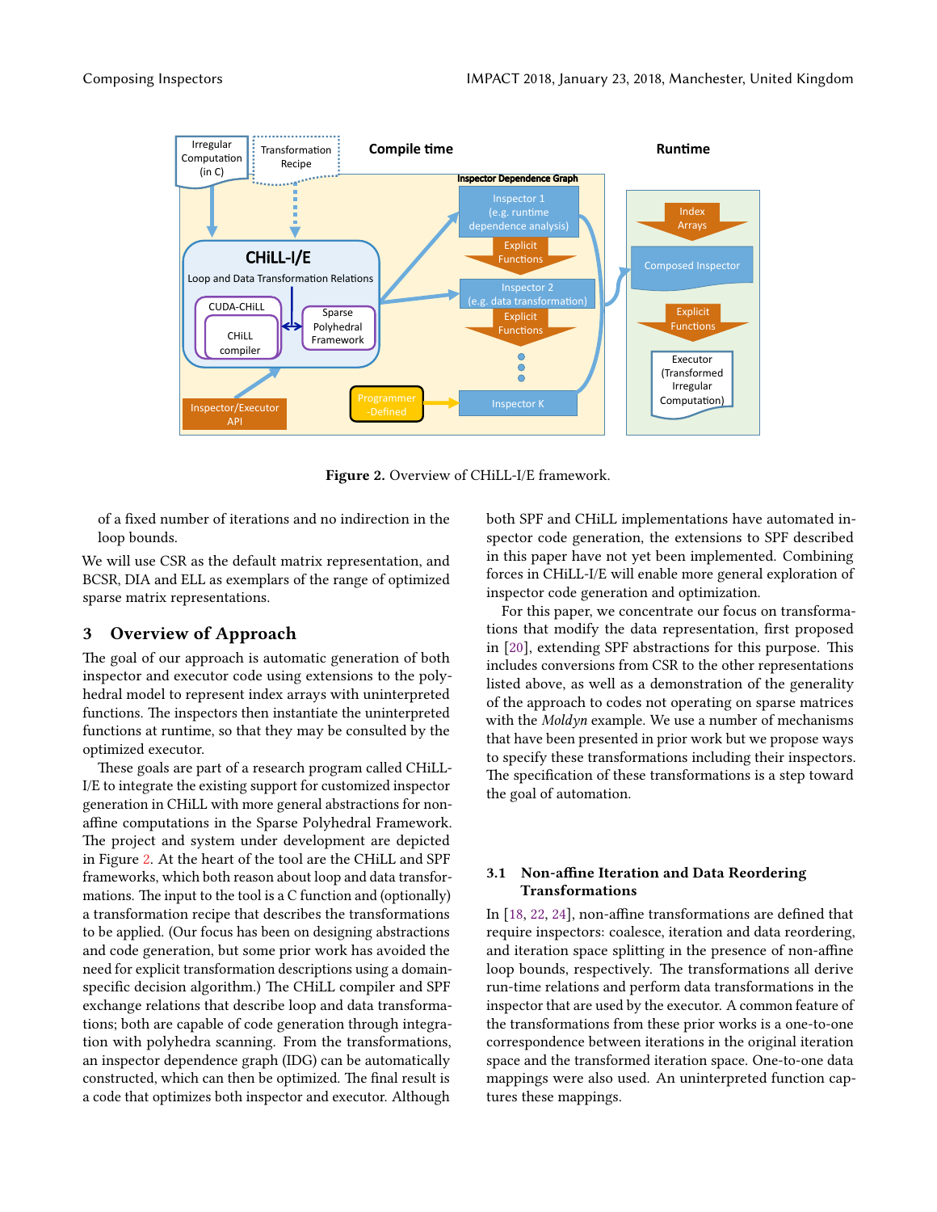**Figure 2.** Overview of CHiLL-I/E framework.

of a fixed number of iterations and no indirection in the loop bounds.

We will use CSR as the default matrix representation, and BCSR, DIA and ELL as exemplars of the range of optimized sparse matrix representations.

## 3 Overview of Approach

The goal of our approach is automatic generation of both inspector and executor code using extensions to the polyhedral model to represent index arrays with uninterpreted functions. The inspectors then instantiate the uninterpreted functions at runtime, so that they may be consulted by the optimized executor.

These goals are part of a research program called CHiLL-I/E to integrate the existing support for customized inspector generation in CHiLL with more general abstractions for non-affine computations in the Sparse Polyhedral Framework. The project and system under development are depicted in Figure 2. At the heart of the tool are the CHiLL and SPF frameworks, which both reason about loop and data transformations. The input to the tool is a C function and (optionally) a transformation recipe that describes the transformations to be applied. (Our focus has been on designing abstractions and code generation, but some prior work has avoided the need for explicit transformation descriptions using a domain-specific decision algorithm.) The CHiLL compiler and SPF exchange relations that describe loop and data transformations; both are capable of code generation through integration with polyhedra scanning. From the transformations, an inspector dependence graph (IDG) can be automatically constructed, which can then be optimized. The final result is a code that optimizes both inspector and executor. Although both SPF and CHiLL implementations have automated inspector code generation, the extensions to SPF described in this paper have not yet been implemented. Combining forces in CHiLL-I/E will enable more general exploration of inspector code generation and optimization.

For this paper, we concentrate our focus on transformations that modify the data representation, first proposed in [20], extending SPF abstractions for this purpose. This includes conversions from CSR to the other representations listed above, as well as a demonstration of the generality of the approach to codes not operating on sparse matrices with the *Moldyn* example. We use a number of mechanisms that have been presented in prior work but we propose ways to specify these transformations including their inspectors. The specification of these transformations is a step toward the goal of automation.

### 3.1 Non-affine Iteration and Data Reordering Transformations

In [18, 22, 24], non-affine transformations are defined that require inspectors: coalesce, iteration and data reordering, and iteration space splitting in the presence of non-affine loop bounds, respectively. The transformations all derive run-time relations and perform data transformations in the inspector that are used by the executor. A common feature of the transformations from these prior works is a one-to-one correspondence between iterations in the original iteration space and the transformed iteration space. One-to-one data mappings were also used. An uninterpreted function captures these mappings.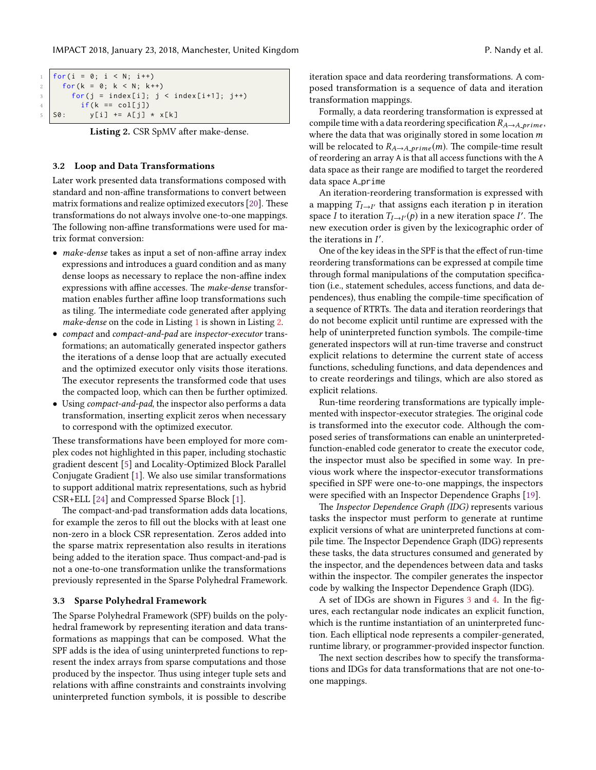```
for(i = 0; i < N; i++)
  for(k = 0; k < N; k++)
    for(j = index[i]; j < index[i+1]; j++)
      if(k == col[j])
S0:       y[i] += A[j] * x[k]
```

**Listing 2.** CSR SpMV after make-dense.

### 3.2 Loop and Data Transformations

Later work presented data transformations composed with standard and non-affine transformations to convert between matrix formations and realize optimized executors [20]. These transformations do not always involve one-to-one mappings. The following non-affine transformations were used for matrix format conversion:

- *make-dense* takes as input a set of non-affine array index expressions and introduces a guard condition and as many dense loops as necessary to replace the non-affine index expressions with affine accesses. The *make-dense* transformation enables further affine loop transformations such as tiling. The intermediate code generated after applying *make-dense* on the code in Listing 1 is shown in Listing 2.
- *compact* and *compact-and-pad* are *inspector-executor* transformations; an automatically generated inspector gathers the iterations of a dense loop that are actually executed and the optimized executor only visits those iterations. The executor represents the transformed code that uses the compacted loop, which can then be further optimized.
- Using *compact-and-pad*, the inspector also performs a data transformation, inserting explicit zeros when necessary to correspond with the optimized executor.

These transformations have been employed for more complex codes not highlighted in this paper, including stochastic gradient descent [5] and Locality-Optimized Block Parallel Conjugate Gradient [1]. We also use similar transformations to support additional matrix representations, such as hybrid CSR+ELL [24] and Compressed Sparse Block [1].

The compact-and-pad transformation adds data locations, for example the zeros to fill out the blocks with at least one non-zero in a block CSR representation. Zeros added into the sparse matrix representation also results in iterations being added to the iteration space. Thus compact-and-pad is not a one-to-one transformation unlike the transformations previously represented in the Sparse Polyhedral Framework.

### 3.3 Sparse Polyhedral Framework

The Sparse Polyhedral Framework (SPF) builds on the polyhedral framework by representing iteration and data transformations as mappings that can be composed. What the SPF adds is the idea of using uninterpreted functions to represent the index arrays from sparse computations and those produced by the inspector. Thus using integer tuple sets and relations with affine constraints and constraints involving uninterpreted function symbols, it is possible to describe iteration space and data reordering transformations. A composed transformation is a sequence of data and iteration transformation mappings.

Formally, a data reordering transformation is expressed at compile time with a data reordering specification $R_{A \to A\_prime}$, where the data that was originally stored in some location $m$ will be relocated to $R_{A \to A\_prime}(m)$. The compile-time result of reordering an array A is that all access functions with the A data space as their range are modified to target the reordered data space A_prime

An iteration-reordering transformation is expressed with a mapping $T_{I \to I'}$ that assigns each iteration p in iteration space $I$ to iteration $T_{I \to I'}(p)$ in a new iteration space $I'$. The new execution order is given by the lexicographic order of the iterations in $I'$.

One of the key ideas in the SPF is that the effect of run-time reordering transformations can be expressed at compile time through formal manipulations of the computation specification (i.e., statement schedules, access functions, and data dependences), thus enabling the compile-time specification of a sequence of RTRTs. The data and iteration reorderings that do not become explicit until runtime are expressed with the help of uninterpreted function symbols. The compile-time generated inspectors will at run-time traverse and construct explicit relations to determine the current state of access functions, scheduling functions, and data dependences and to create reorderings and tilings, which are also stored as explicit relations.

Run-time reordering transformations are typically implemented with inspector-executor strategies. The original code is transformed into the executor code. Although the composed series of transformations can enable an uninterpreted-function-enabled code generator to create the executor code, the inspector must also be specified in some way. In previous work where the inspector-executor transformations specified in SPF were one-to-one mappings, the inspectors were specified with an Inspector Dependence Graphs [19].

The *Inspector Dependence Graph (IDG)* represents various tasks the inspector must perform to generate at runtime explicit versions of what are uninterpreted functions at compile time. The Inspector Dependence Graph (IDG) represents these tasks, the data structures consumed and generated by the inspector, and the dependences between data and tasks within the inspector. The compiler generates the inspector code by walking the Inspector Dependence Graph (IDG).

A set of IDGs are shown in Figures 3 and 4. In the figures, each rectangular node indicates an explicit function, which is the runtime instantiation of an uninterpreted function. Each elliptical node represents a compiler-generated, runtime library, or programmer-provided inspector function.

The next section describes how to specify the transformations and IDGs for data transformations that are not one-to-one mappings.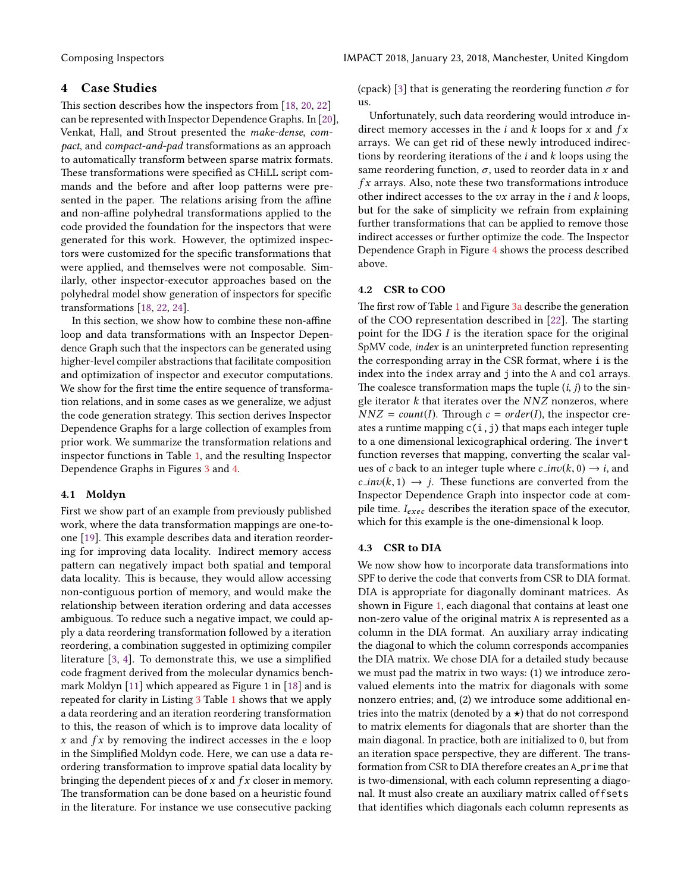## 4 Case Studies

This section describes how the inspectors from [18, 20, 22] can be represented with Inspector Dependence Graphs. In [20], Venkat, Hall, and Strout presented the *make-dense*, *compact*, and *compact-and-pad* transformations as an approach to automatically transform between sparse matrix formats. These transformations were specified as CHiLL script commands and the before and after loop patterns were presented in the paper. The relations arising from the affine and non-affine polyhedral transformations applied to the code provided the foundation for the inspectors that were generated for this work. However, the optimized inspectors were customized for the specific transformations that were applied, and themselves were not composable. Similarly, other inspector-executor approaches based on the polyhedral model show generation of inspectors for specific transformations [18, 22, 24].

In this section, we show how to combine these non-affine loop and data transformations with an Inspector Dependence Graph such that the inspectors can be generated using higher-level compiler abstractions that facilitate composition and optimization of inspector and executor computations. We show for the first time the entire sequence of transformation relations, and in some cases as we generalize, we adjust the code generation strategy. This section derives Inspector Dependence Graphs for a large collection of examples from prior work. We summarize the transformation relations and inspector functions in Table 1, and the resulting Inspector Dependence Graphs in Figures 3 and 4.

### 4.1 Moldyn

First we show part of an example from previously published work, where the data transformation mappings are one-to-one [19]. This example describes data and iteration reordering for improving data locality. Indirect memory access pattern can negatively impact both spatial and temporal data locality. This is because, they would allow accessing non-contiguous portion of memory, and would make the relationship between iteration ordering and data accesses ambiguous. To reduce such a negative impact, we could apply a data reordering transformation followed by a iteration reordering, a combination suggested in optimizing compiler literature [3, 4]. To demonstrate this, we use a simplified code fragment derived from the molecular dynamics benchmark Moldyn [11] which appeared as Figure 1 in [18] and is repeated for clarity in Listing 3 Table 1 shows that we apply a data reordering and an iteration reordering transformation to this, the reason of which is to improve data locality of $x$ and $fx$ by removing the indirect accesses in the e loop in the Simplified Moldyn code. Here, we can use a data reordering transformation to improve spatial data locality by bringing the dependent pieces of $x$ and $fx$ closer in memory. The transformation can be done based on a heuristic found in the literature. For instance we use consecutive packing (cpack) [3] that is generating the reordering function $\sigma$ for us.

Unfortunately, such data reordering would introduce indirect memory accesses in the $i$ and $k$ loops for $x$ and $fx$ arrays. We can get rid of these newly introduced indirections by reordering iterations of the $i$ and $k$ loops using the same reordering function, $\sigma$, used to reorder data in $x$ and $fx$ arrays. Also, note these two transformations introduce other indirect accesses to the $vx$ array in the $i$ and $k$ loops, but for the sake of simplicity we refrain from explaining further transformations that can be applied to remove those indirect accesses or further optimize the code. The Inspector Dependence Graph in Figure 4 shows the process described above.

### 4.2 CSR to COO

The first row of Table 1 and Figure 3a describe the generation of the COO representation described in [22]. The starting point for the IDG $I$ is the iteration space for the original SpMV code, *index* is an uninterpreted function representing the corresponding array in the CSR format, where `i` is the index into the `index` array and `j` into the `A` and `col` arrays. The coalesce transformation maps the tuple $(i, j)$ to the single iterator $k$ that iterates over the $NNZ$ nonzeros, where $NNZ = count(I)$. Through $c = order(I)$, the inspector creates a runtime mapping `c(i,j)` that maps each integer tuple to a one dimensional lexicographical ordering. The `invert` function reverses that mapping, converting the scalar values of $c$ back to an integer tuple where $c\_inv(k, 0) \rightarrow i$, and $c\_inv(k, 1) \rightarrow j$. These functions are converted from the Inspector Dependence Graph into inspector code at compile time. $I_{exec}$ describes the iteration space of the executor, which for this example is the one-dimensional `k` loop.

### 4.3 CSR to DIA

We now show how to incorporate data transformations into SPF to derive the code that converts from CSR to DIA format. DIA is appropriate for diagonally dominant matrices. As shown in Figure 1, each diagonal that contains at least one non-zero value of the original matrix `A` is represented as a column in the DIA format. An auxiliary array indicating the diagonal to which the column corresponds accompanies the DIA matrix. We chose DIA for a detailed study because we must pad the matrix in two ways: (1) we introduce zero-valued elements into the matrix for diagonals with some nonzero entries; and, (2) we introduce some additional entries into the matrix (denoted by a ⋆) that do not correspond to matrix elements for diagonals that are shorter than the main diagonal. In practice, both are initialized to 0, but from an iteration space perspective, they are different. The transformation from CSR to DIA therefore creates an `A_prime` that is two-dimensional, with each column representing a diagonal. It must also create an auxiliary matrix called `offsets` that identifies which diagonals each column represents as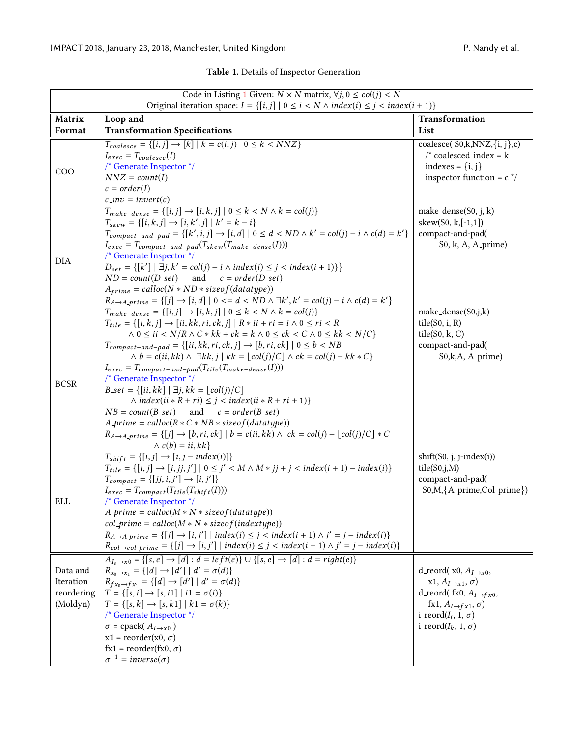**Table 1.** Details of Inspector Generation

| Code in Listing 1 Given: $N \times N$ matrix, $\forall j, 0 \le col(j) < N$<br>Original iteration space: $I = \{[i,j] \mid 0 \le i < N \wedge index(i) \le j < index(i+1)\}$ | | |
|---|---|---|
| **Matrix Format** | **Loop and Transformation Specifications** | **Transformation List** |
| COO | $T_{coalesce} = \{[i,j] \rightarrow [k] \mid k = c(i,j) \quad 0 \le k < NNZ\}$<br>$I_{exec} = T_{coalesce}(I)$<br>/* Generate Inspector */<br>$NNZ = count(I)$<br>$c = order(I)$<br>$c\_inv = invert(c)$ | coalesce( S0,k,NNZ,{i, j},c)<br>/* coalesced_index = k<br>indexes = {i, j}<br>inspector function = c */ |
| DIA | $T_{make-dense} = \{[i,j] \rightarrow [i,k,j] \mid 0 \le k < N \wedge k = col(j)\}$<br>$T_{skew} = \{[i,k,j] \rightarrow [i,k',j] \mid k' = k - i\}$<br>$T_{compact-and-pad} = \{[k',i,j] \rightarrow [i,d] \mid 0 \le d < ND \wedge k' = col(j) - i \wedge c(d) = k'\}$<br>$I_{exec} = T_{compact-and-pad}(T_{skew}(T_{make-dense}(I)))$<br>/* Generate Inspector */<br>$D_{set} = \{[k'] \mid \exists j, k' = col(j) - i \wedge index(i) \le j < index(i+1)\}\}$<br>$ND = count(D\_set)$ and $c = order(D\_set)$<br>$A_{prime} = calloc(N * ND * sizeof(datatype))$<br>$R_{A \rightarrow A\_prime} = \{[j] \rightarrow [i,d] \mid 0 <= d < ND \wedge \exists k', k' = col(j) - i \wedge c(d) = k'\}$ | make_dense(S0, j, k)<br>skew(S0, k,[-1,1])<br>compact-and-pad(<br>S0, k, A, A_prime) |
| BCSR | $T_{make-dense} = \{[i,j] \rightarrow [i,k,j] \mid 0 \le k < N \wedge k = col(j)\}$<br>$T_{tile} = \{[i,k,j] \rightarrow [ii,kk,ri,ck,j] \mid R * ii + ri = i \wedge 0 \le ri < R$<br>$\wedge 0 \le ii < N/R \wedge C * kk + ck = k \wedge 0 \le ck < C \wedge 0 \le kk < N/C\}$<br>$T_{compact-and-pad} = \{[ii,kk,ri,ck,j] \rightarrow [b,ri,ck] \mid 0 \le b < NB$<br>$\wedge b = c(ii,kk) \wedge \exists kk, j \mid kk = \lfloor col(j)/C \rfloor \wedge ck = col(j) - kk * C\}$<br>$I_{exec} = T_{compact-and-pad}(T_{tile}(T_{make-dense}(I)))$<br>/* Generate Inspector */<br>$B\_set = \{[ii,kk] \mid \exists j, kk = \lfloor col(j)/C \rfloor$<br>$\wedge index(ii * R + ri) \le j < index(ii * R + ri + 1)\}$<br>$NB = count(B\_set)$ and $c = order(B\_set)$<br>$A\_prime = calloc(R * C * NB * sizeof(datatype))$<br>$R_{A \rightarrow A\_prime} = \{[j] \rightarrow [b,ri,ck] \mid b = c(ii,kk) \wedge ck = col(j) - \lfloor col(j)/C \rfloor * C$<br>$\wedge c(b) = ii, kk\}$ | make_dense(S0,j,k)<br>tile(S0, i, R)<br>tile(S0, k, C)<br>compact-and-pad(<br>S0,k,A, A_prime) |
| ELL | $T_{shift} = \{[i,j] \rightarrow [i, j - index(i)]\}$<br>$T_{tile} = \{[i,j] \rightarrow [i,jj,j'] \mid 0 \le j' < M \wedge M * jj + j < index(i+1) - index(i)\}$<br>$T_{compact} = \{[jj,i,j'] \rightarrow [i,j']\}$<br>$I_{exec} = T_{compact}(T_{tile}(T_{shift}(I)))$<br>/* Generate Inspector */<br>$A\_prime = calloc(M * N * sizeof(datatype))$<br>$col\_prime = calloc(M * N * sizeof(indextype))$<br>$R_{A \rightarrow A\_prime} = \{[j] \rightarrow [i,j'] \mid index(i) \le j < index(i+1) \wedge j' = j - index(i)\}$<br>$R_{col \rightarrow col\_prime} = \{[j] \rightarrow [i,j'] \mid index(i) \le j < index(i+1) \wedge j' = j - index(i)\}$ | shift(S0, j, j-index(i))<br>tile(S0,j,M)<br>compact-and-pad(<br>S0,M,{A_prime,Col_prime}) |
| Data and Iteration reordering (Moldyn) | $A_{I_e \rightarrow x0} = \{[s,e] \rightarrow [d] : d = left(e)\} \cup \{[s,e] \rightarrow [d] : d = right(e)\}$<br>$R_{x_0 \rightarrow x_1} = \{[d] \rightarrow [d'] \mid d' = \sigma(d)\}$<br>$R_{fx_0 \rightarrow fx_1} = \{[d] \rightarrow [d'] \mid d' = \sigma(d)\}$<br>$T = \{[s,i] \rightarrow [s,i1] \mid i1 = \sigma(i)\}$<br>$T = \{[s,k] \rightarrow [s,k1] \mid k1 = \sigma(k)\}$<br>/* Generate Inspector */<br>$\sigma$ = cpack( $A_{I \rightarrow x0}$ )<br>x1 = reorder(x0, $\sigma$)<br>fx1 = reorder(fx0, $\sigma$)<br>$\sigma^{-1} = inverse(\sigma)$ | d_reord( x0, $A_{I \rightarrow x0}$,<br>x1, $A_{I \rightarrow x1}$, $\sigma$)<br>d_reord( fx0, $A_{I \rightarrow fx0}$,<br>fx1, $A_{I \rightarrow fx1}$, $\sigma$)<br>i_reord($I_i$, 1, $\sigma$)<br>i_reord($I_k$, 1, $\sigma$) |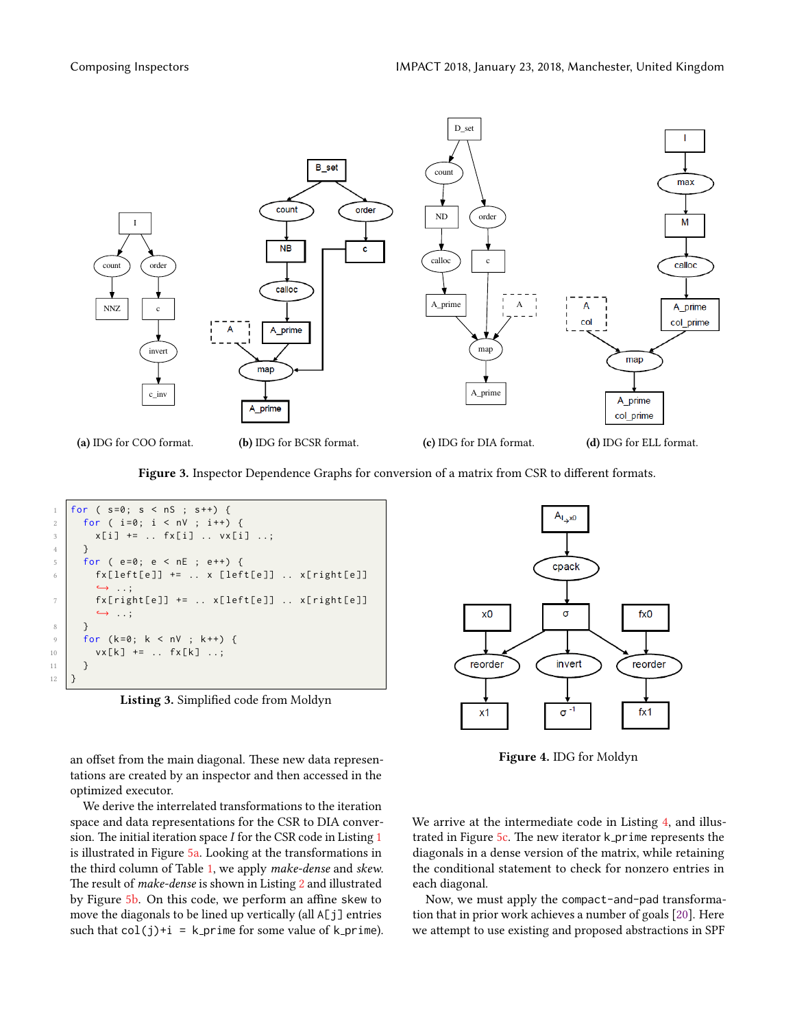(a) IDG for COO format.

(b) IDG for BCSR format.

(c) IDG for DIA format.

(d) IDG for ELL format.

**Figure 3.** Inspector Dependence Graphs for conversion of a matrix from CSR to different formats.

```
for ( s=0; s < nS ; s++) {
  for ( i=0; i < nV ; i++) {
    x[i] += .. fx[i] .. vx[i] ..;
  }
  for ( e=0; e < nE ; e++) {
    fx[left[e]] += .. x [left[e]] .. x[right[e]]
     ..;
    fx[right[e]] += .. x[left[e]] .. x[right[e]]
     ..;
  }
  for (k=0; k < nV ; k++) {
    vx[k] += .. fx[k] ..;
  }
}
```

**Listing 3.** Simplified code from Moldyn

**Figure 4.** IDG for Moldyn

an offset from the main diagonal. These new data representations are created by an inspector and then accessed in the optimized executor.

We derive the interrelated transformations to the iteration space and data representations for the CSR to DIA conversion. The initial iteration space $I$ for the CSR code in Listing 1 is illustrated in Figure 5a. Looking at the transformations in the third column of Table 1, we apply *make-dense* and *skew*. The result of *make-dense* is shown in Listing 2 and illustrated by Figure 5b. On this code, we perform an affine skew to move the diagonals to be lined up vertically (all A[j] entries such that col(j)+i = k_prime for some value of k_prime).

We arrive at the intermediate code in Listing 4, and illustrated in Figure 5c. The new iterator k_prime represents the diagonals in a dense version of the matrix, while retaining the conditional statement to check for nonzero entries in each diagonal.

Now, we must apply the compact-and-pad transformation that in prior work achieves a number of goals [20]. Here we attempt to use existing and proposed abstractions in SPF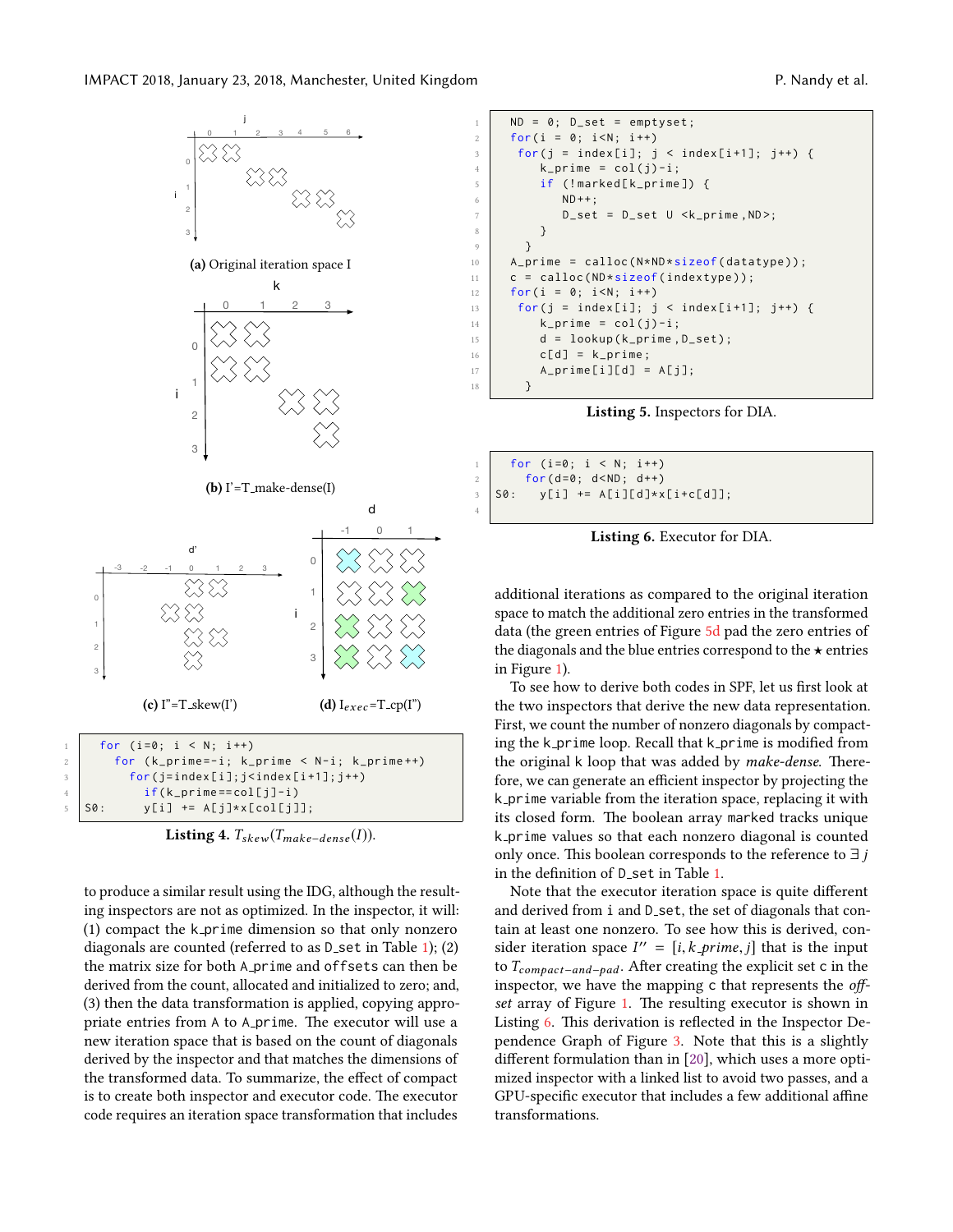(a) Original iteration space I

(b) I'=T_make-dense(I)

(c) I''=T_skew(I')

(d) $I_{exec}$=T_cp(I'')

```
for (i=0; i < N; i++)
  for (k_prime=-i; k_prime < N-i; k_prime++)
    for(j=index[i];j<index[i+1];j++)
      if(k_prime==col[j]-i)
S0:     y[i] += A[j]*x[col[j]];
```

**Listing 4.** $T_{skew}(T_{make-dense}(I))$.

to produce a similar result using the IDG, although the resulting inspectors are not as optimized. In the inspector, it will: (1) compact the k_prime dimension so that only nonzero diagonals are counted (referred to as D_set in Table 1); (2) the matrix size for both A_prime and offsets can then be derived from the count, allocated and initialized to zero; and, (3) then the data transformation is applied, copying appropriate entries from A to A_prime. The executor will use a new iteration space that is based on the count of diagonals derived by the inspector and that matches the dimensions of the transformed data. To summarize, the effect of compact is to create both inspector and executor code. The executor code requires an iteration space transformation that includes

```
ND = 0; D_set = emptyset;
for(i = 0; i<N; i++)
 for(j = index[i]; j < index[i+1]; j++) {
    k_prime = col(j)-i;
    if (!marked[k_prime]) {
       ND++;
       D_set = D_set U <k_prime,ND>;
    }
  }
A_prime = calloc(N*ND*sizeof(datatype));
c = calloc(ND*sizeof(indextype));
for(i = 0; i<N; i++)
 for(j = index[i]; j < index[i+1]; j++) {
    k_prime = col(j)-i;
    d = lookup(k_prime,D_set);
    c[d] = k_prime;
    A_prime[i][d] = A[j];
  }
```

**Listing 5.** Inspectors for DIA.

```
for (i=0; i < N; i++)
  for(d=0; d<ND; d++)
S0:   y[i] += A[i][d]*x[i+c[d]];
```

**Listing 6.** Executor for DIA.

additional iterations as compared to the original iteration space to match the additional zero entries in the transformed data (the green entries of Figure 5d pad the zero entries of the diagonals and the blue entries correspond to the ⋆ entries in Figure 1).

To see how to derive both codes in SPF, let us first look at the two inspectors that derive the new data representation. First, we count the number of nonzero diagonals by compacting the k_prime loop. Recall that k_prime is modified from the original k loop that was added by *make-dense*. Therefore, we can generate an efficient inspector by projecting the k_prime variable from the iteration space, replacing it with its closed form. The boolean array marked tracks unique k_prime values so that each nonzero diagonal is counted only once. This boolean corresponds to the reference to $\exists j$ in the definition of D_set in Table 1.

Note that the executor iteration space is quite different and derived from i and D_set, the set of diagonals that contain at least one nonzero. To see how this is derived, consider iteration space $I'' = [i, k\_prime, j]$ that is the input to $T_{compact-and-pad}$. After creating the explicit set c in the inspector, we have the mapping c that represents the *offset* array of Figure 1. The resulting executor is shown in Listing 6. This derivation is reflected in the Inspector Dependence Graph of Figure 3. Note that this is a slightly different formulation than in [20], which uses a more optimized inspector with a linked list to avoid two passes, and a GPU-specific executor that includes a few additional affine transformations.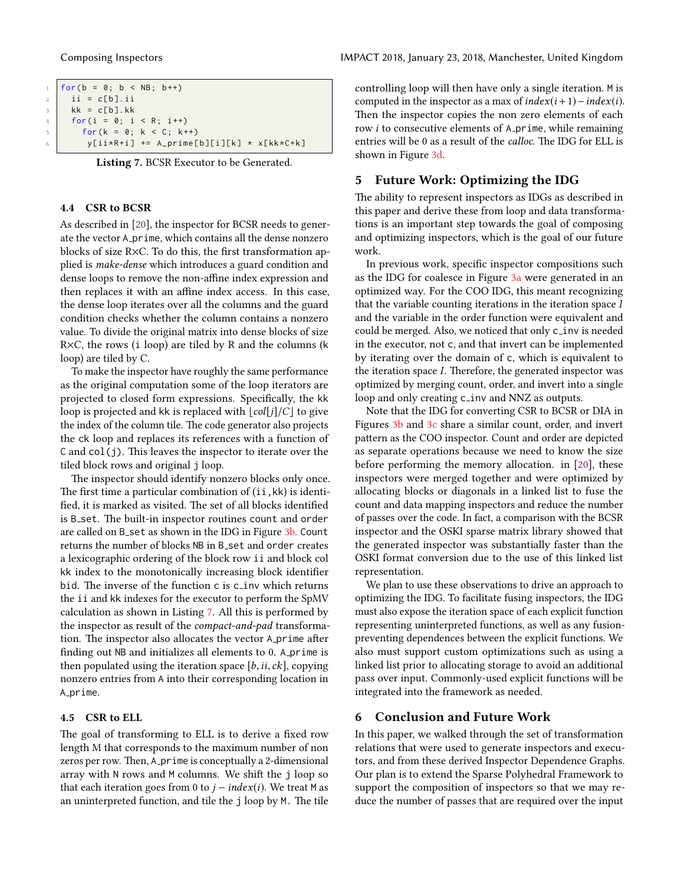```
for(b = 0; b < NB; b++)
  ii = c[b].ii
  kk = c[b].kk
  for(i = 0; i < R; i++)
    for(k = 0; k < C; k++)
      y[ii*R+i] += A_prime[b][i][k] * x[kk*C+k]
```

**Listing 7.** BCSR Executor to be Generated.

### 4.4 CSR to BCSR

As described in [20], the inspector for BCSR needs to generate the vector A_prime, which contains all the dense nonzero blocks of size R×C. To do this, the first transformation applied is *make-dense* which introduces a guard condition and dense loops to remove the non-affine index expression and then replaces it with an affine index access. In this case, the dense loop iterates over all the columns and the guard condition checks whether the column contains a nonzero value. To divide the original matrix into dense blocks of size R×C, the rows (i loop) are tiled by R and the columns (k loop) are tiled by C.

To make the inspector have roughly the same performance as the original computation some of the loop iterators are projected to closed form expressions. Specifically, the kk loop is projected and kk is replaced with $\lfloor col[j]/C \rfloor$ to give the index of the column tile. The code generator also projects the ck loop and replaces its references with a function of C and col(j). This leaves the inspector to iterate over the tiled block rows and original j loop.

The inspector should identify nonzero blocks only once. The first time a particular combination of (ii,kk) is identified, it is marked as visited. The set of all blocks identified is B_set. The built-in inspector routines count and order are called on B_set as shown in the IDG in Figure 3b. Count returns the number of blocks NB in B_set and order creates a lexicographic ordering of the block row ii and block col kk index to the monotonically increasing block identifier bid. The inverse of the function c is c_inv which returns the ii and kk indexes for the executor to perform the SpMV calculation as shown in Listing 7. All this is performed by the inspector as result of the *compact-and-pad* transformation. The inspector also allocates the vector A_prime after finding out NB and initializes all elements to 0. A_prime is then populated using the iteration space $[b, ii, ck]$, copying nonzero entries from A into their corresponding location in A_prime.

### 4.5 CSR to ELL

The goal of transforming to ELL is to derive a fixed row length M that corresponds to the maximum number of non zeros per row. Then, A_prime is conceptually a 2-dimensional array with N rows and M columns. We shift the j loop so that each iteration goes from 0 to $j - index(i)$. We treat M as an uninterpreted function, and tile the j loop by M. The tile controlling loop will then have only a single iteration. M is computed in the inspector as a max of $index(i+1) - index(i)$. Then the inspector copies the non zero elements of each row $i$ to consecutive elements of A_prime, while remaining entries will be 0 as a result of the *calloc*. The IDG for ELL is shown in Figure 3d.

## 5 Future Work: Optimizing the IDG

The ability to represent inspectors as IDGs as described in this paper and derive these from loop and data transformations is an important step towards the goal of composing and optimizing inspectors, which is the goal of our future work.

In previous work, specific inspector compositions such as the IDG for coalesce in Figure 3a were generated in an optimized way. For the COO IDG, this meant recognizing that the variable counting iterations in the iteration space $I$ and the variable in the order function were equivalent and could be merged. Also, we noticed that only c_inv is needed in the executor, not c, and that invert can be implemented by iterating over the domain of c, which is equivalent to the iteration space $I$. Therefore, the generated inspector was optimized by merging count, order, and invert into a single loop and only creating c_inv and NNZ as outputs.

Note that the IDG for converting CSR to BCSR or DIA in Figures 3b and 3c share a similar count, order, and invert pattern as the COO inspector. Count and order are depicted as separate operations because we need to know the size before performing the memory allocation. in [20], these inspectors were merged together and were optimized by allocating blocks or diagonals in a linked list to fuse the count and data mapping inspectors and reduce the number of passes over the code. In fact, a comparison with the BCSR inspector and the OSKI sparse matrix library showed that the generated inspector was substantially faster than the OSKI format conversion due to the use of this linked list representation.

We plan to use these observations to drive an approach to optimizing the IDG. To facilitate fusing inspectors, the IDG must also expose the iteration space of each explicit function representing uninterpreted functions, as well as any fusion-preventing dependences between the explicit functions. We also must support custom optimizations such as using a linked list prior to allocating storage to avoid an additional pass over input. Commonly-used explicit functions will be integrated into the framework as needed.

## 6 Conclusion and Future Work

In this paper, we walked through the set of transformation relations that were used to generate inspectors and executors, and from these derived Inspector Dependence Graphs. Our plan is to extend the Sparse Polyhedral Framework to support the composition of inspectors so that we may reduce the number of passes that are required over the input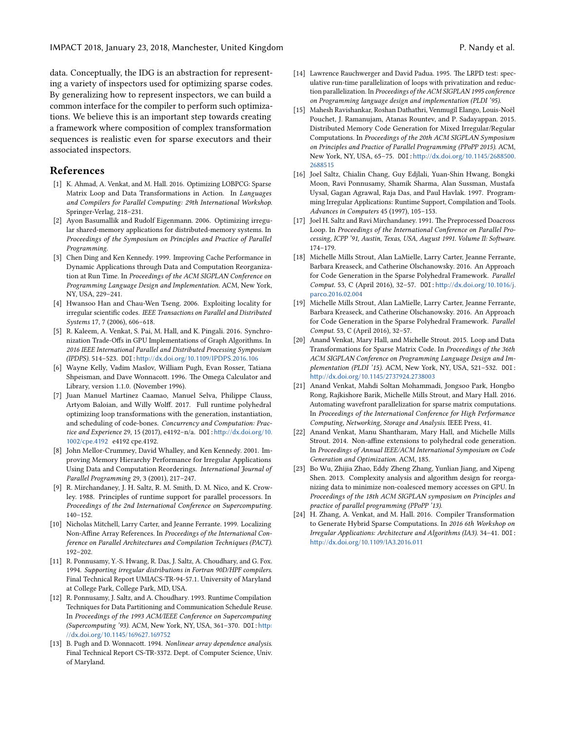data. Conceptually, the IDG is an abstraction for representing a variety of inspectors used for optimizing sparse codes. By generalizing how to represent inspectors, we can build a common interface for the compiler to perform such optimizations. We believe this is an important step towards creating a framework where composition of complex transformation sequences is realistic even for sparse executors and their associated inspectors.

## References

[1] K. Ahmad, A. Venkat, and M. Hall. 2016. Optimizing LOBPCG: Sparse Matrix Loop and Data Transformations in Action. In *Languages and Compilers for Parallel Computing: 29th International Workshop*. Springer-Verlag, 218–231.

[2] Ayon Basumallik and Rudolf Eigenmann. 2006. Optimizing irregular shared-memory applications for distributed-memory systems. In *Proceedings of the Symposium on Principles and Practice of Parallel Programming*.

[3] Chen Ding and Ken Kennedy. 1999. Improving Cache Performance in Dynamic Applications through Data and Computation Reorganization at Run Time. In *Proceedings of the ACM SIGPLAN Conference on Programming Language Design and Implementation*. ACM, New York, NY, USA, 229–241.

[4] Hwansoo Han and Chau-Wen Tseng. 2006. Exploiting locality for irregular scientific codes. *IEEE Transactions on Parallel and Distributed Systems* 17, 7 (2006), 606–618.

[5] R. Kaleem, A. Venkat, S. Pai, M. Hall, and K. Pingali. 2016. Synchronization Trade-Offs in GPU Implementations of Graph Algorithms. In *2016 IEEE International Parallel and Distributed Processing Symposium (IPDPS)*. 514–523. DOI: http://dx.doi.org/10.1109/IPDPS.2016.106

[6] Wayne Kelly, Vadim Maslov, William Pugh, Evan Rosser, Tatiana Shpeisman, and Dave Wonnacott. 1996. The Omega Calculator and Library, version 1.1.0. (November 1996).

[7] Juan Manuel Martinez Caamao, Manuel Selva, Philippe Clauss, Artyom Baloian, and Willy Wolff. 2017. Full runtime polyhedral optimizing loop transformations with the generation, instantiation, and scheduling of code-bones. *Concurrency and Computation: Practice and Experience* 29, 15 (2017), e4192–n/a. DOI: http://dx.doi.org/10.1002/cpe.4192 e4192 cpe.4192.

[8] John Mellor-Crummey, David Whalley, and Ken Kennedy. 2001. Improving Memory Hierarchy Performance for Irregular Applications Using Data and Computation Reorderings. *International Journal of Parallel Programming* 29, 3 (2001), 217–247.

[9] R. Mirchandaney, J. H. Saltz, R. M. Smith, D. M. Nico, and K. Crowley. 1988. Principles of runtime support for parallel processors. In *Proceedings of the 2nd International Conference on Supercomputing*. 140–152.

[10] Nicholas Mitchell, Larry Carter, and Jeanne Ferrante. 1999. Localizing Non-Affine Array References. In *Proceedings of the International Conference on Parallel Architectures and Compilation Techniques (PACT)*. 192–202.

[11] R. Ponnusamy, Y.-S. Hwang, R. Das, J. Saltz, A. Choudhary, and G. Fox. 1994. *Supporting irregular distributions in Fortran 90D/HPF compilers*. Final Technical Report UMIACS-TR-94-57.1. University of Maryland at College Park, College Park, MD, USA.

[12] R. Ponnusamy, J. Saltz, and A. Choudhary. 1993. Runtime Compilation Techniques for Data Partitioning and Communication Schedule Reuse. In *Proceedings of the 1993 ACM/IEEE Conference on Supercomputing (Supercomputing '93)*. ACM, New York, NY, USA, 361–370. DOI: http://dx.doi.org/10.1145/169627.169752

[13] B. Pugh and D. Wonnacott. 1994. *Nonlinear array dependence analysis*. Final Technical Report CS-TR-3372. Dept. of Computer Science, Univ. of Maryland.

[14] Lawrence Rauchwerger and David Padua. 1995. The LRPD test: speculative run-time parallelization of loops with privatization and reduction parallelization. In *Proceedings of the ACM SIGPLAN 1995 conference on Programming language design and implementation (PLDI '95)*.

[15] Mahesh Ravishankar, Roshan Dathathri, Venmugil Elango, Louis-Noël Pouchet, J. Ramanujam, Atanas Rountev, and P. Sadayappan. 2015. Distributed Memory Code Generation for Mixed Irregular/Regular Computations. In *Proceedings of the 20th ACM SIGPLAN Symposium on Principles and Practice of Parallel Programming (PPoPP 2015)*. ACM, New York, NY, USA, 65–75. DOI: http://dx.doi.org/10.1145/2688500.2688515

[16] Joel Saltz, Chialin Chang, Guy Edjlali, Yuan-Shin Hwang, Bongki Moon, Ravi Ponnusamy, Shamik Sharma, Alan Sussman, Mustafa Uysal, Gagan Agrawal, Raja Das, and Paul Havlak. 1997. Programming Irregular Applications: Runtime Support, Compilation and Tools. *Advances in Computers* 45 (1997), 105–153.

[17] Joel H. Saltz and Ravi Mirchandaney. 1991. The Preprocessed Doacross Loop. In *Proceedings of the International Conference on Parallel Processing, ICPP '91, Austin, Texas, USA, August 1991. Volume II: Software*. 174–179.

[18] Michelle Mills Strout, Alan LaMielle, Larry Carter, Jeanne Ferrante, Barbara Kreaseck, and Catherine Olschanowsky. 2016. An Approach for Code Generation in the Sparse Polyhedral Framework. *Parallel Comput.* 53, C (April 2016), 32–57. DOI: http://dx.doi.org/10.1016/j.parco.2016.02.004

[19] Michelle Mills Strout, Alan LaMielle, Larry Carter, Jeanne Ferrante, Barbara Kreaseck, and Catherine Olschanowsky. 2016. An Approach for Code Generation in the Sparse Polyhedral Framework. *Parallel Comput.* 53, C (April 2016), 32–57.

[20] Anand Venkat, Mary Hall, and Michelle Strout. 2015. Loop and Data Transformations for Sparse Matrix Code. In *Proceedings of the 36th ACM SIGPLAN Conference on Programming Language Design and Implementation (PLDI '15)*. ACM, New York, NY, USA, 521–532. DOI: http://dx.doi.org/10.1145/2737924.2738003

[21] Anand Venkat, Mahdi Soltan Mohammadi, Jongsoo Park, Hongbo Rong, Rajkishore Barik, Michelle Mills Strout, and Mary Hall. 2016. Automating wavefront parallelization for sparse matrix computations. In *Proceedings of the International Conference for High Performance Computing, Networking, Storage and Analysis*. IEEE Press, 41.

[22] Anand Venkat, Manu Shantharam, Mary Hall, and Michelle Mills Strout. 2014. Non-affine extensions to polyhedral code generation. In *Proceedings of Annual IEEE/ACM International Symposium on Code Generation and Optimization*. ACM, 185.

[23] Bo Wu, Zhijia Zhao, Eddy Zheng Zhang, Yunlian Jiang, and Xipeng Shen. 2013. Complexity analysis and algorithm design for reorganizing data to minimize non-coalesced memory accesses on GPU. In *Proceedings of the 18th ACM SIGPLAN symposium on Principles and practice of parallel programming (PPoPP '13)*.

[24] H. Zhang, A. Venkat, and M. Hall. 2016. Compiler Transformation to Generate Hybrid Sparse Computations. In *2016 6th Workshop on Irregular Applications: Architecture and Algorithms (IA3)*. 34–41. DOI: http://dx.doi.org/10.1109/IA3.2016.011